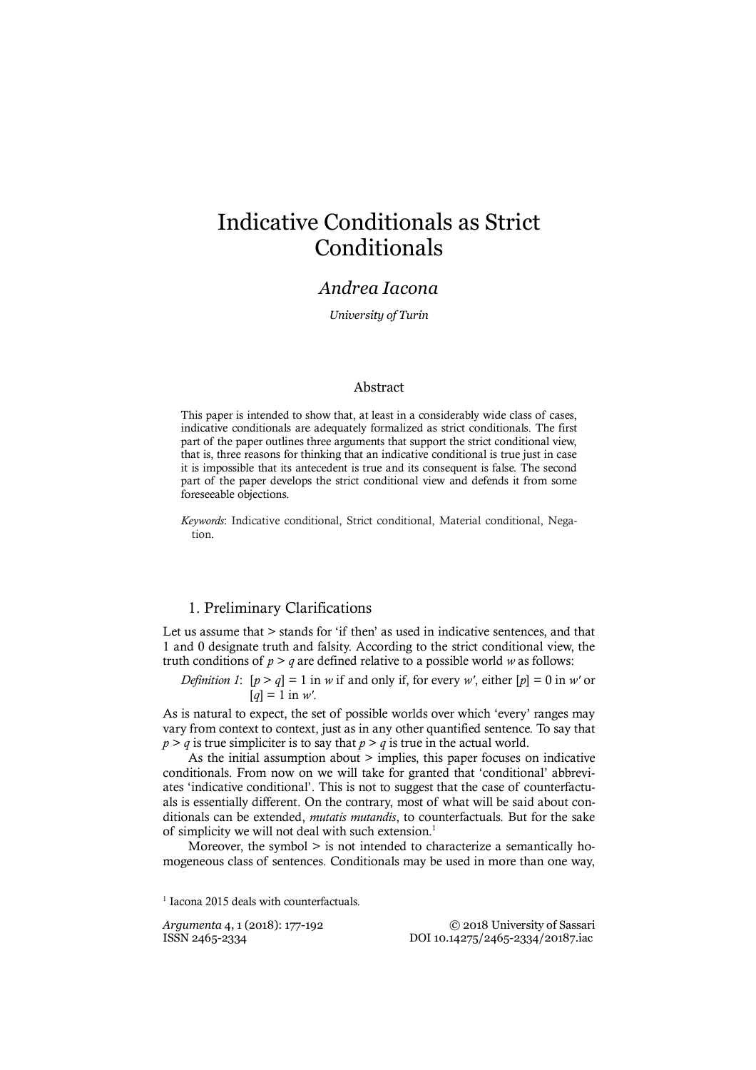# Indicative Conditionals as Strict Conditionals

*Andrea Iacona*

*University of Turin*

## Abstract

This paper is intended to show that, at least in a considerably wide class of cases, indicative conditionals are adequately formalized as strict conditionals. The first part of the paper outlines three arguments that support the strict conditional view, that is, three reasons for thinking that an indicative conditional is true just in case it is impossible that its antecedent is true and its consequent is false. The second part of the paper develops the strict conditional view and defends it from some foreseeable objections.

*Keywords*: Indicative conditional, Strict conditional, Material conditional, Negation.

## 1. Preliminary Clarifications

Let us assume that > stands for 'if then' as used in indicative sentences, and that 1 and 0 designate truth and falsity. According to the strict conditional view, the truth conditions of $p > q$ are defined relative to a possible world $w$ as follows:

*Definition 1*: $[p > q] = 1$ in $w$ if and only if, for every $w'$, either $[p] = 0$ in $w'$ or $[q] = 1$ in $w'$.

As is natural to expect, the set of possible worlds over which 'every' ranges may vary from context to context, just as in any other quantified sentence. To say that $p > q$ is true simpliciter is to say that $p > q$ is true in the actual world.

As the initial assumption about > implies, this paper focuses on indicative conditionals. From now on we will take for granted that 'conditional' abbreviates 'indicative conditional'. This is not to suggest that the case of counterfactuals is essentially different. On the contrary, most of what will be said about conditionals can be extended, *mutatis mutandis*, to counterfactuals. But for the sake of simplicity we will not deal with such extension.[1]

Moreover, the symbol > is not intended to characterize a semantically homogeneous class of sentences. Conditionals may be used in more than one way,

[1] Iacona 2015 deals with counterfactuals.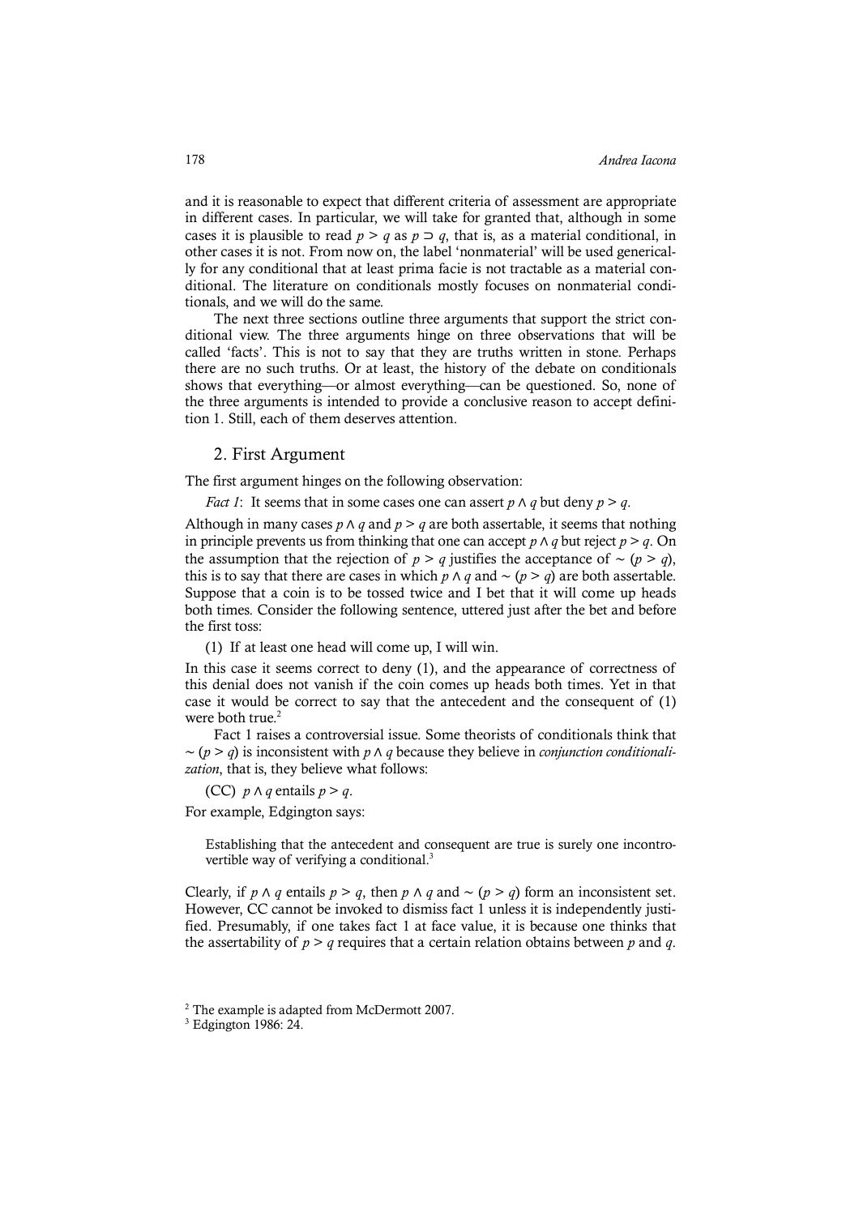and it is reasonable to expect that different criteria of assessment are appropriate in different cases. In particular, we will take for granted that, although in some cases it is plausible to read $p > q$ as $p \supset q$, that is, as a material conditional, in other cases it is not. From now on, the label 'nonmaterial' will be used generically for any conditional that at least prima facie is not tractable as a material conditional. The literature on conditionals mostly focuses on nonmaterial conditionals, and we will do the same.

The next three sections outline three arguments that support the strict conditional view. The three arguments hinge on three observations that will be called 'facts'. This is not to say that they are truths written in stone. Perhaps there are no such truths. Or at least, the history of the debate on conditionals shows that everything—or almost everything—can be questioned. So, none of the three arguments is intended to provide a conclusive reason to accept definition 1. Still, each of them deserves attention.

## 2. First Argument

The first argument hinges on the following observation:

*Fact 1*: It seems that in some cases one can assert $p \wedge q$ but deny $p > q$.

Although in many cases $p \wedge q$ and $p > q$ are both assertable, it seems that nothing in principle prevents us from thinking that one can accept $p \wedge q$ but reject $p > q$. On the assumption that the rejection of $p > q$ justifies the acceptance of $\sim (p > q)$, this is to say that there are cases in which $p \wedge q$ and $\sim (p > q)$ are both assertable. Suppose that a coin is to be tossed twice and I bet that it will come up heads both times. Consider the following sentence, uttered just after the bet and before the first toss:

(1) If at least one head will come up, I will win.

In this case it seems correct to deny (1), and the appearance of correctness of this denial does not vanish if the coin comes up heads both times. Yet in that case it would be correct to say that the antecedent and the consequent of (1) were both true.[2]

Fact 1 raises a controversial issue. Some theorists of conditionals think that $\sim (p > q)$ is inconsistent with $p \wedge q$ because they believe in *conjunction conditionalization*, that is, they believe what follows:

(CC) $p \wedge q$ entails $p > q$.

For example, Edgington says:

> Establishing that the antecedent and consequent are true is surely one incontrovertible way of verifying a conditional.[3]

Clearly, if $p \wedge q$ entails $p > q$, then $p \wedge q$ and $\sim (p > q)$ form an inconsistent set. However, CC cannot be invoked to dismiss fact 1 unless it is independently justified. Presumably, if one takes fact 1 at face value, it is because one thinks that the assertability of $p > q$ requires that a certain relation obtains between $p$ and $q$.

---

[2] The example is adapted from McDermott 2007.

[3] Edgington 1986: 24.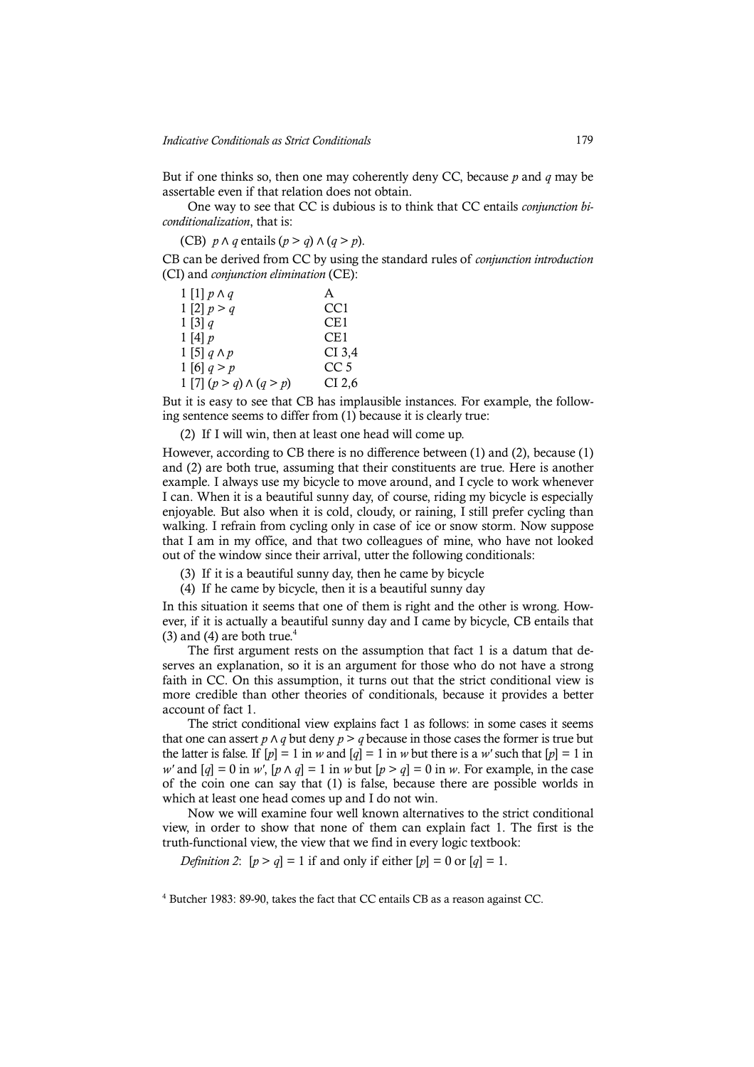But if one thinks so, then one may coherently deny CC, because $p$ and $q$ may be assertable even if that relation does not obtain.

One way to see that CC is dubious is to think that CC entails *conjunction biconditionalization*, that is:

(CB) $p \wedge q$ entails $(p > q) \wedge (q > p)$.

CB can be derived from CC by using the standard rules of *conjunction introduction* (CI) and *conjunction elimination* (CE):

| | |
|---|---|
| 1 [1] $p \wedge q$ | A |
| 1 [2] $p > q$ | CC1 |
| 1 [3] $q$ | CE1 |
| 1 [4] $p$ | CE1 |
| 1 [5] $q \wedge p$ | CI 3,4 |
| 1 [6] $q > p$ | CC 5 |
| 1 [7] $(p > q) \wedge (q > p)$ | CI 2,6 |

But it is easy to see that CB has implausible instances. For example, the following sentence seems to differ from (1) because it is clearly true:

(2) If I will win, then at least one head will come up.

However, according to CB there is no difference between (1) and (2), because (1) and (2) are both true, assuming that their constituents are true. Here is another example. I always use my bicycle to move around, and I cycle to work whenever I can. When it is a beautiful sunny day, of course, riding my bicycle is especially enjoyable. But also when it is cold, cloudy, or raining, I still prefer cycling than walking. I refrain from cycling only in case of ice or snow storm. Now suppose that I am in my office, and that two colleagues of mine, who have not looked out of the window since their arrival, utter the following conditionals:

(3) If it is a beautiful sunny day, then he came by bicycle

(4) If he came by bicycle, then it is a beautiful sunny day

In this situation it seems that one of them is right and the other is wrong. However, if it is actually a beautiful sunny day and I came by bicycle, CB entails that (3) and (4) are both true.[4]

The first argument rests on the assumption that fact 1 is a datum that deserves an explanation, so it is an argument for those who do not have a strong faith in CC. On this assumption, it turns out that the strict conditional view is more credible than other theories of conditionals, because it provides a better account of fact 1.

The strict conditional view explains fact 1 as follows: in some cases it seems that one can assert $p \wedge q$ but deny $p > q$ because in those cases the former is true but the latter is false. If $[p] = 1$ in $w$ and $[q] = 1$ in $w$ but there is a $w'$ such that $[p] = 1$ in $w'$ and $[q] = 0$ in $w'$, $[p \wedge q] = 1$ in $w$ but $[p > q] = 0$ in $w$. For example, in the case of the coin one can say that (1) is false, because there are possible worlds in which at least one head comes up and I do not win.

Now we will examine four well known alternatives to the strict conditional view, in order to show that none of them can explain fact 1. The first is the truth-functional view, the view that we find in every logic textbook:

*Definition 2*: $[p > q] = 1$ if and only if either $[p] = 0$ or $[q] = 1$.

[4] Butcher 1983: 89-90, takes the fact that CC entails CB as a reason against CC.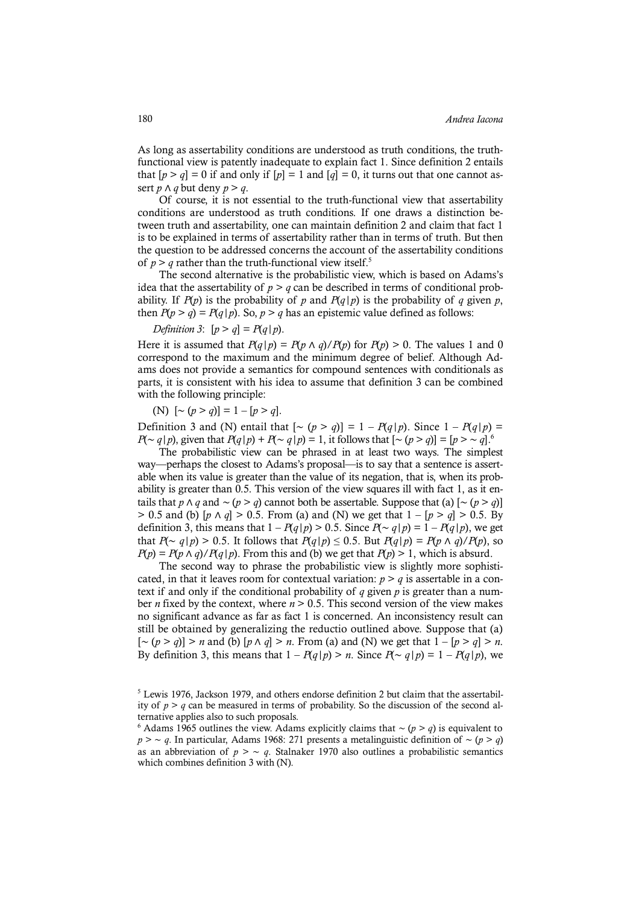As long as assertability conditions are understood as truth conditions, the truth-functional view is patently inadequate to explain fact 1. Since definition 2 entails that $[p > q] = 0$ if and only if $[p] = 1$ and $[q] = 0$, it turns out that one cannot assert $p \wedge q$ but deny $p > q$.

Of course, it is not essential to the truth-functional view that assertability conditions are understood as truth conditions. If one draws a distinction between truth and assertability, one can maintain definition 2 and claim that fact 1 is to be explained in terms of assertability rather than in terms of truth. But then the question to be addressed concerns the account of the assertability conditions of $p > q$ rather than the truth-functional view itself.[5]

The second alternative is the probabilistic view, which is based on Adams's idea that the assertability of $p > q$ can be described in terms of conditional probability. If $P(p)$ is the probability of $p$ and $P(q|p)$ is the probability of $q$ given $p$, then $P(p > q) = P(q|p)$. So, $p > q$ has an epistemic value defined as follows:

*Definition 3*: $[p > q] = P(q|p)$.

Here it is assumed that $P(q|p) = P(p \wedge q)/P(p)$ for $P(p) > 0$. The values 1 and 0 correspond to the maximum and the minimum degree of belief. Although Adams does not provide a semantics for compound sentences with conditionals as parts, it is consistent with his idea to assume that definition 3 can be combined with the following principle:

(N) $[\sim (p > q)] = 1 - [p > q]$.

Definition 3 and (N) entail that $[\sim (p > q)] = 1 - P(q|p)$. Since $1 - P(q|p) = P(\sim q|p)$, given that $P(q|p) + P(\sim q|p) = 1$, it follows that $[\sim (p > q)] = [p > \sim q]$.[6]

The probabilistic view can be phrased in at least two ways. The simplest way—perhaps the closest to Adams's proposal—is to say that a sentence is assertable when its value is greater than the value of its negation, that is, when its probability is greater than 0.5. This version of the view squares ill with fact 1, as it entails that $p \wedge q$ and $\sim (p > q)$ cannot both be assertable. Suppose that (a) $[\sim (p > q)] > 0.5$ and (b) $[p \wedge q] > 0.5$. From (a) and (N) we get that $1 - [p > q] > 0.5$. By definition 3, this means that $1 - P(q|p) > 0.5$. Since $P(\sim q|p) = 1 - P(q|p)$, we get that $P(\sim q|p) > 0.5$. It follows that $P(q|p) \leq 0.5$. But $P(q|p) = P(p \wedge q)/P(p)$, so $P(p) = P(p \wedge q)/P(q|p)$. From this and (b) we get that $P(p) > 1$, which is absurd.

The second way to phrase the probabilistic view is slightly more sophisticated, in that it leaves room for contextual variation: $p > q$ is assertable in a context if and only if the conditional probability of $q$ given $p$ is greater than a number $n$ fixed by the context, where $n > 0.5$. This second version of the view makes no significant advance as far as fact 1 is concerned. An inconsistency result can still be obtained by generalizing the reductio outlined above. Suppose that (a) $[\sim (p > q)] > n$ and (b) $[p \wedge q] > n$. From (a) and (N) we get that $1 - [p > q] > n$. By definition 3, this means that $1 - P(q|p) > n$. Since $P(\sim q|p) = 1 - P(q|p)$, we

[5] Lewis 1976, Jackson 1979, and others endorse definition 2 but claim that the assertability of $p > q$ can be measured in terms of probability. So the discussion of the second alternative applies also to such proposals.

[6] Adams 1965 outlines the view. Adams explicitly claims that $\sim (p > q)$ is equivalent to $p > \sim q$. In particular, Adams 1968: 271 presents a metalinguistic definition of $\sim (p > q)$ as an abbreviation of $p > \sim q$. Stalnaker 1970 also outlines a probabilistic semantics which combines definition 3 with (N).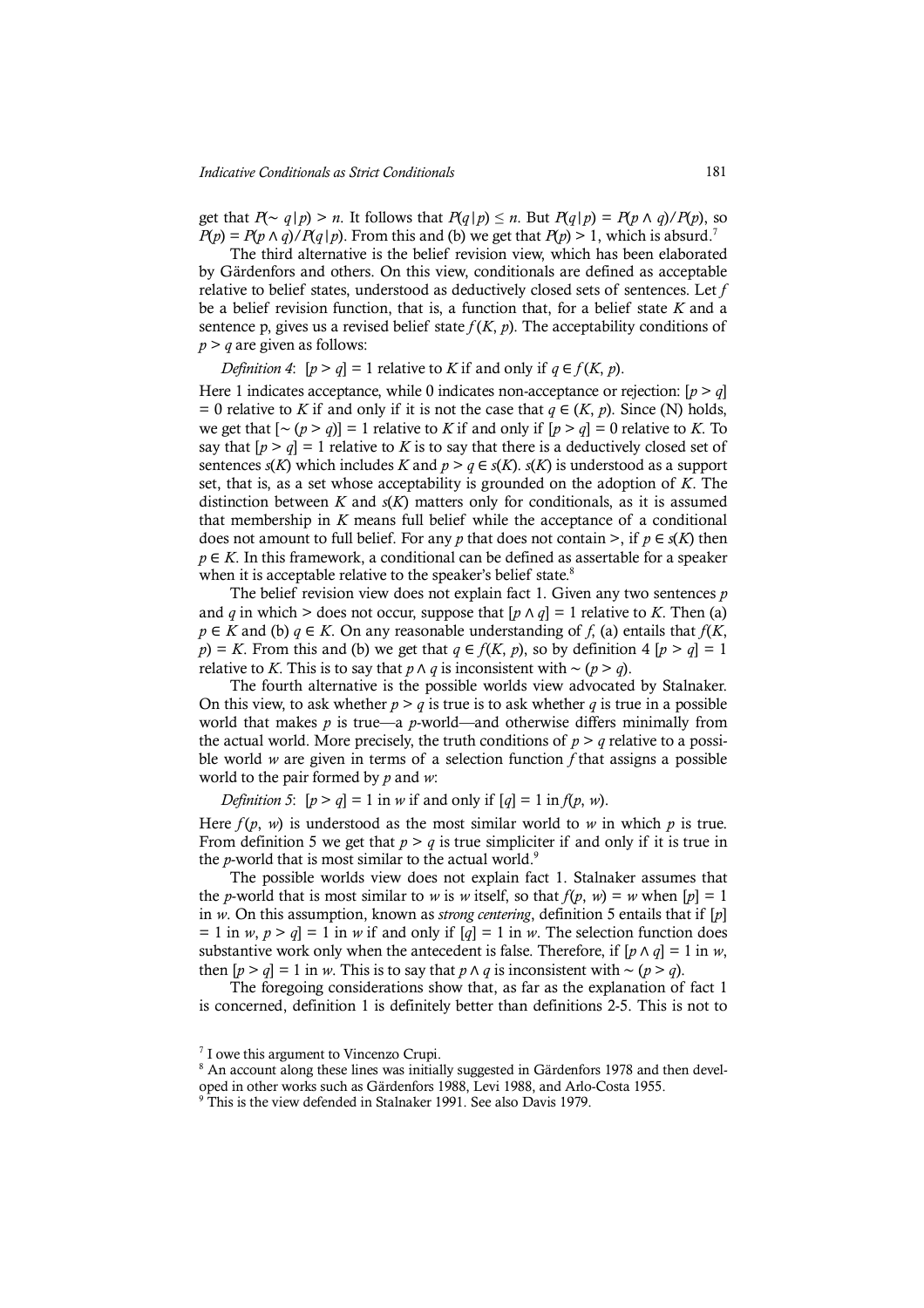get that $P(\sim q|p) > n$. It follows that $P(q|p) \leq n$. But $P(q|p) = P(p \wedge q)/P(p)$, so $P(p) = P(p \wedge q)/P(q|p)$. From this and (b) we get that $P(p) > 1$, which is absurd.[7]

The third alternative is the belief revision view, which has been elaborated by Gärdenfors and others. On this view, conditionals are defined as acceptable relative to belief states, understood as deductively closed sets of sentences. Let $f$ be a belief revision function, that is, a function that, for a belief state $K$ and a sentence p, gives us a revised belief state $f(K, p)$. The acceptability conditions of $p > q$ are given as follows:

*Definition 4*: $[p > q] = 1$ relative to $K$ if and only if $q \in f(K, p)$.

Here 1 indicates acceptance, while 0 indicates non-acceptance or rejection: $[p > q] = 0$ relative to $K$ if and only if it is not the case that $q \in (K, p)$. Since (N) holds, we get that $[\sim (p > q)] = 1$ relative to $K$ if and only if $[p > q] = 0$ relative to $K$. To say that $[p > q] = 1$ relative to $K$ is to say that there is a deductively closed set of sentences $s(K)$ which includes $K$ and $p > q \in s(K)$. $s(K)$ is understood as a support set, that is, as a set whose acceptability is grounded on the adoption of $K$. The distinction between $K$ and $s(K)$ matters only for conditionals, as it is assumed that membership in $K$ means full belief while the acceptance of a conditional does not amount to full belief. For any $p$ that does not contain $>$, if $p \in s(K)$ then $p \in K$. In this framework, a conditional can be defined as assertable for a speaker when it is acceptable relative to the speaker's belief state.[8]

The belief revision view does not explain fact 1. Given any two sentences $p$ and $q$ in which $>$ does not occur, suppose that $[p \wedge q] = 1$ relative to $K$. Then (a) $p \in K$ and (b) $q \in K$. On any reasonable understanding of $f$, (a) entails that $f(K, p) = K$. From this and (b) we get that $q \in f(K, p)$, so by definition 4 $[p > q] = 1$ relative to $K$. This is to say that $p \wedge q$ is inconsistent with $\sim (p > q)$.

The fourth alternative is the possible worlds view advocated by Stalnaker. On this view, to ask whether $p > q$ is true is to ask whether $q$ is true in a possible world that makes $p$ is true—a $p$-world—and otherwise differs minimally from the actual world. More precisely, the truth conditions of $p > q$ relative to a possible world $w$ are given in terms of a selection function $f$ that assigns a possible world to the pair formed by $p$ and $w$:

*Definition 5*: $[p > q] = 1$ in $w$ if and only if $[q] = 1$ in $f(p, w)$.

Here $f(p, w)$ is understood as the most similar world to $w$ in which $p$ is true. From definition 5 we get that $p > q$ is true simpliciter if and only if it is true in the $p$-world that is most similar to the actual world.[9]

The possible worlds view does not explain fact 1. Stalnaker assumes that the $p$-world that is most similar to $w$ is $w$ itself, so that $f(p, w) = w$ when $[p] = 1$ in $w$. On this assumption, known as *strong centering*, definition 5 entails that if $[p] = 1$ in $w$, $p > q] = 1$ in $w$ if and only if $[q] = 1$ in $w$. The selection function does substantive work only when the antecedent is false. Therefore, if $[p \wedge q] = 1$ in $w$, then $[p > q] = 1$ in $w$. This is to say that $p \wedge q$ is inconsistent with $\sim (p > q)$.

The foregoing considerations show that, as far as the explanation of fact 1 is concerned, definition 1 is definitely better than definitions 2-5. This is not to

[7] I owe this argument to Vincenzo Crupi.

[8] An account along these lines was initially suggested in Gärdenfors 1978 and then developed in other works such as Gärdenfors 1988, Levi 1988, and Arlo-Costa 1955.

[9] This is the view defended in Stalnaker 1991. See also Davis 1979.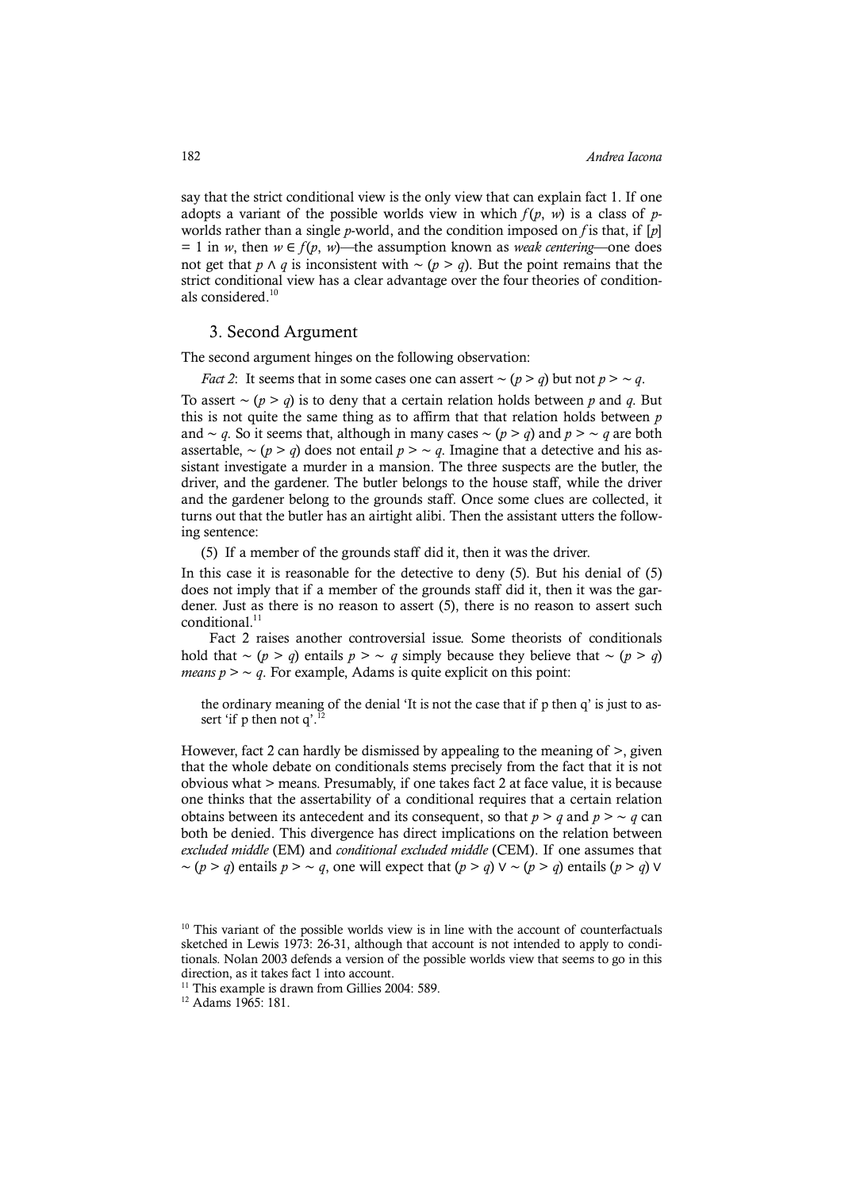say that the strict conditional view is the only view that can explain fact 1. If one adopts a variant of the possible worlds view in which $f(p, w)$ is a class of $p$-worlds rather than a single $p$-world, and the condition imposed on $f$ is that, if $[p] = 1$ in $w$, then $w \in f(p, w)$—the assumption known as *weak centering*—one does not get that $p \wedge q$ is inconsistent with $\sim (p > q)$. But the point remains that the strict conditional view has a clear advantage over the four theories of conditionals considered.[10]

## 3. Second Argument

The second argument hinges on the following observation:

*Fact 2*: It seems that in some cases one can assert $\sim (p > q)$ but not $p > \sim q$.

To assert $\sim (p > q)$ is to deny that a certain relation holds between $p$ and $q$. But this is not quite the same thing as to affirm that that relation holds between $p$ and $\sim q$. So it seems that, although in many cases $\sim (p > q)$ and $p > \sim q$ are both assertable, $\sim (p > q)$ does not entail $p > \sim q$. Imagine that a detective and his assistant investigate a murder in a mansion. The three suspects are the butler, the driver, and the gardener. The butler belongs to the house staff, while the driver and the gardener belong to the grounds staff. Once some clues are collected, it turns out that the butler has an airtight alibi. Then the assistant utters the following sentence:

(5) If a member of the grounds staff did it, then it was the driver.

In this case it is reasonable for the detective to deny (5). But his denial of (5) does not imply that if a member of the grounds staff did it, then it was the gardener. Just as there is no reason to assert (5), there is no reason to assert such conditional.[11]

Fact 2 raises another controversial issue. Some theorists of conditionals hold that $\sim (p > q)$ entails $p > \sim q$ simply because they believe that $\sim (p > q)$ *means* $p > \sim q$. For example, Adams is quite explicit on this point:

> the ordinary meaning of the denial 'It is not the case that if p then q' is just to assert 'if p then not q'.[12]

However, fact 2 can hardly be dismissed by appealing to the meaning of >, given that the whole debate on conditionals stems precisely from the fact that it is not obvious what > means. Presumably, if one takes fact 2 at face value, it is because one thinks that the assertability of a conditional requires that a certain relation obtains between its antecedent and its consequent, so that $p > q$ and $p > \sim q$ can both be denied. This divergence has direct implications on the relation between *excluded middle* (EM) and *conditional excluded middle* (CEM). If one assumes that $\sim (p > q)$ entails $p > \sim q$, one will expect that $(p > q) \vee \sim (p > q)$ entails $(p > q) \vee$

---

[10] This variant of the possible worlds view is in line with the account of counterfactuals sketched in Lewis 1973: 26-31, although that account is not intended to apply to conditionals. Nolan 2003 defends a version of the possible worlds view that seems to go in this direction, as it takes fact 1 into account.

[11] This example is drawn from Gillies 2004: 589.

[12] Adams 1965: 181.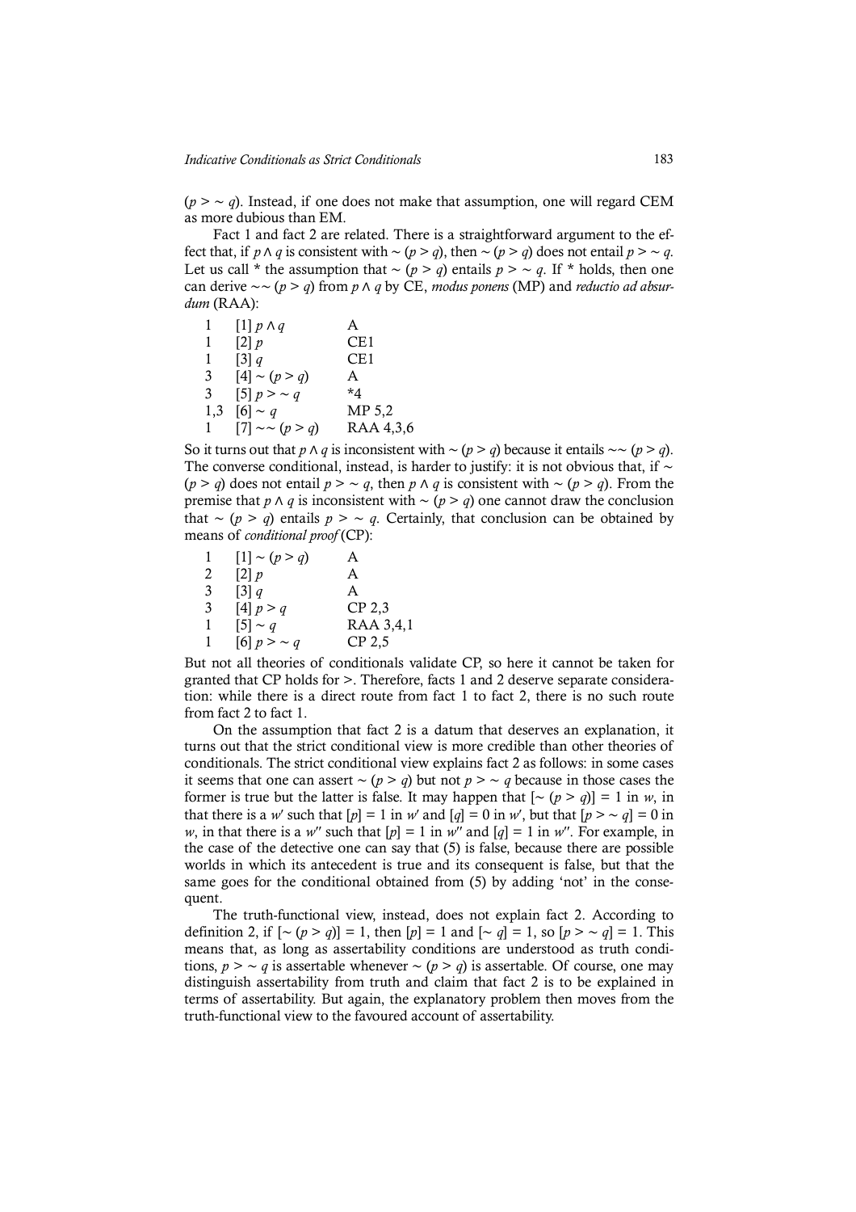$(p > \sim q)$. Instead, if one does not make that assumption, one will regard CEM as more dubious than EM.

Fact 1 and fact 2 are related. There is a straightforward argument to the effect that, if $p \wedge q$ is consistent with $\sim (p > q)$, then $\sim (p > q)$ does not entail $p > \sim q$. Let us call * the assumption that $\sim (p > q)$ entails $p > \sim q$. If * holds, then one can derive $\sim\sim (p > q)$ from $p \wedge q$ by CE, *modus ponens* (MP) and *reductio ad absurdum* (RAA):

| | | |
|---|---|---|
| 1 | [1] $p \wedge q$ | A |
| 1 | [2] $p$ | CE1 |
| 1 | [3] $q$ | CE1 |
| 3 | [4] $\sim (p > q)$ | A |
| 3 | [5] $p > \sim q$ | *4 |
| 1,3 | [6] $\sim q$ | MP 5,2 |
| 1 | [7] $\sim\sim (p > q)$ | RAA 4,3,6 |

So it turns out that $p \wedge q$ is inconsistent with $\sim (p > q)$ because it entails $\sim\sim (p > q)$. The converse conditional, instead, is harder to justify: it is not obvious that, if $\sim (p > q)$ does not entail $p > \sim q$, then $p \wedge q$ is consistent with $\sim (p > q)$. From the premise that $p \wedge q$ is inconsistent with $\sim (p > q)$ one cannot draw the conclusion that $\sim (p > q)$ entails $p > \sim q$. Certainly, that conclusion can be obtained by means of *conditional proof* (CP):

| | | |
|---|---|---|
| 1 | [1] $\sim (p > q)$ | A |
| 2 | [2] $p$ | A |
| 3 | [3] $q$ | A |
| 3 | [4] $p > q$ | CP 2,3 |
| 1 | [5] $\sim q$ | RAA 3,4,1 |
| 1 | [6] $p > \sim q$ | CP 2,5 |

But not all theories of conditionals validate CP, so here it cannot be taken for granted that CP holds for >. Therefore, facts 1 and 2 deserve separate consideration: while there is a direct route from fact 1 to fact 2, there is no such route from fact 2 to fact 1.

On the assumption that fact 2 is a datum that deserves an explanation, it turns out that the strict conditional view is more credible than other theories of conditionals. The strict conditional view explains fact 2 as follows: in some cases it seems that one can assert $\sim (p > q)$ but not $p > \sim q$ because in those cases the former is true but the latter is false. It may happen that $[\sim (p > q)] = 1$ in $w$, in that there is a $w'$ such that $[p] = 1$ in $w'$ and $[q] = 0$ in $w'$, but that $[p > \sim q] = 0$ in $w$, in that there is a $w''$ such that $[p] = 1$ in $w''$ and $[q] = 1$ in $w''$. For example, in the case of the detective one can say that (5) is false, because there are possible worlds in which its antecedent is true and its consequent is false, but that the same goes for the conditional obtained from (5) by adding 'not' in the consequent.

The truth-functional view, instead, does not explain fact 2. According to definition 2, if $[\sim (p > q)] = 1$, then $[p] = 1$ and $[\sim q] = 1$, so $[p > \sim q] = 1$. This means that, as long as assertability conditions are understood as truth conditions, $p > \sim q$ is assertable whenever $\sim (p > q)$ is assertable. Of course, one may distinguish assertability from truth and claim that fact 2 is to be explained in terms of assertability. But again, the explanatory problem then moves from the truth-functional view to the favoured account of assertability.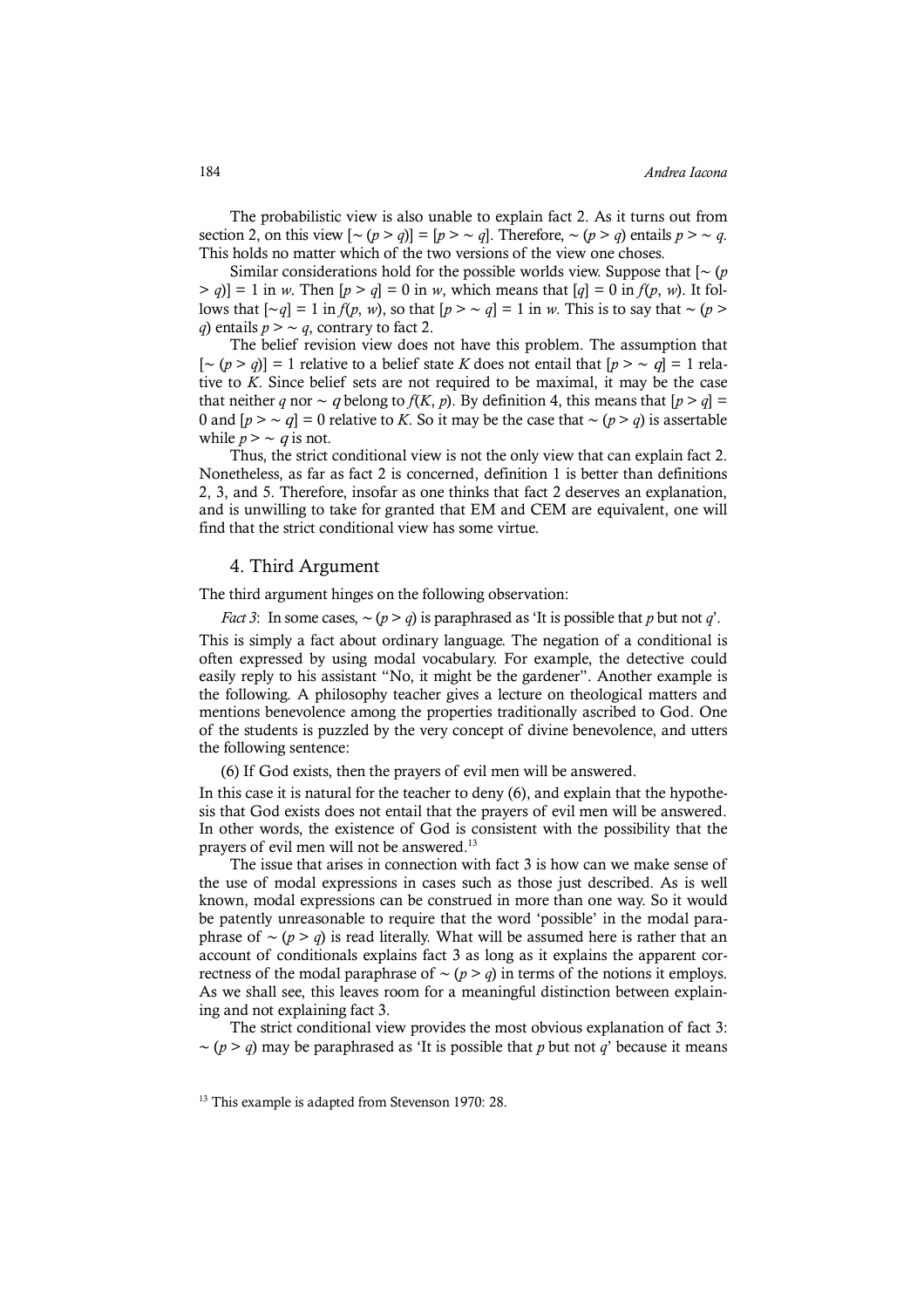The probabilistic view is also unable to explain fact 2. As it turns out from section 2, on this view $[\sim (p > q)] = [p > \sim q]$. Therefore, $\sim (p > q)$ entails $p > \sim q$. This holds no matter which of the two versions of the view one choses.

Similar considerations hold for the possible worlds view. Suppose that $[\sim (p > q)] = 1$ in $w$. Then $[p > q] = 0$ in $w$, which means that $[q] = 0$ in $f(p, w)$. It follows that $[\sim q] = 1$ in $f(p, w)$, so that $[p > \sim q] = 1$ in $w$. This is to say that $\sim (p > q)$ entails $p > \sim q$, contrary to fact 2.

The belief revision view does not have this problem. The assumption that $[\sim (p > q)] = 1$ relative to a belief state $K$ does not entail that $[p > \sim q] = 1$ relative to $K$. Since belief sets are not required to be maximal, it may be the case that neither $q$ nor $\sim q$ belong to $f(K, p)$. By definition 4, this means that $[p > q] = 0$ and $[p > \sim q] = 0$ relative to $K$. So it may be the case that $\sim (p > q)$ is assertable while $p > \sim q$ is not.

Thus, the strict conditional view is not the only view that can explain fact 2. Nonetheless, as far as fact 2 is concerned, definition 1 is better than definitions 2, 3, and 5. Therefore, insofar as one thinks that fact 2 deserves an explanation, and is unwilling to take for granted that EM and CEM are equivalent, one will find that the strict conditional view has some virtue.

## 4. Third Argument

The third argument hinges on the following observation:

*Fact 3*: In some cases, $\sim (p > q)$ is paraphrased as 'It is possible that $p$ but not $q$'.

This is simply a fact about ordinary language. The negation of a conditional is often expressed by using modal vocabulary. For example, the detective could easily reply to his assistant "No, it might be the gardener". Another example is the following. A philosophy teacher gives a lecture on theological matters and mentions benevolence among the properties traditionally ascribed to God. One of the students is puzzled by the very concept of divine benevolence, and utters the following sentence:

(6) If God exists, then the prayers of evil men will be answered.

In this case it is natural for the teacher to deny (6), and explain that the hypothesis that God exists does not entail that the prayers of evil men will be answered. In other words, the existence of God is consistent with the possibility that the prayers of evil men will not be answered.[13]

The issue that arises in connection with fact 3 is how can we make sense of the use of modal expressions in cases such as those just described. As is well known, modal expressions can be construed in more than one way. So it would be patently unreasonable to require that the word 'possible' in the modal paraphrase of $\sim (p > q)$ is read literally. What will be assumed here is rather that an account of conditionals explains fact 3 as long as it explains the apparent correctness of the modal paraphrase of $\sim (p > q)$ in terms of the notions it employs. As we shall see, this leaves room for a meaningful distinction between explaining and not explaining fact 3.

The strict conditional view provides the most obvious explanation of fact 3: $\sim (p > q)$ may be paraphrased as 'It is possible that $p$ but not $q$' because it means

[13] This example is adapted from Stevenson 1970: 28.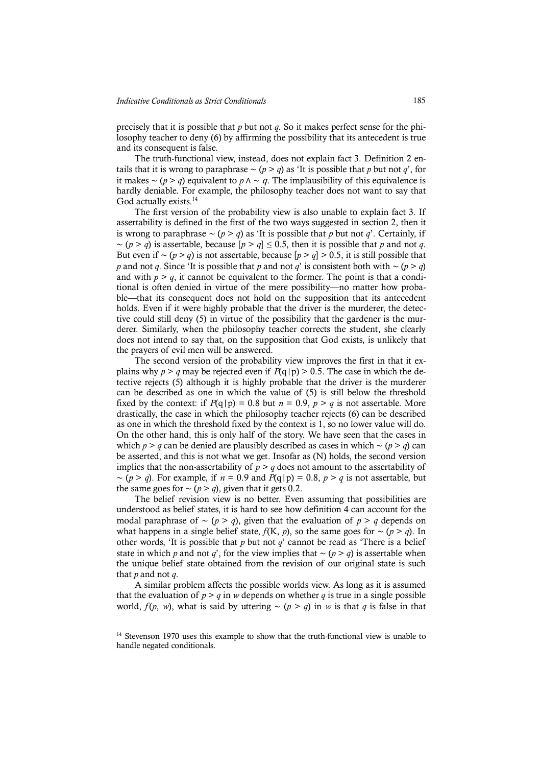precisely that it is possible that $p$ but not $q$. So it makes perfect sense for the philosophy teacher to deny (6) by affirming the possibility that its antecedent is true and its consequent is false.

The truth-functional view, instead, does not explain fact 3. Definition 2 entails that it is wrong to paraphrase $\sim (p > q)$ as 'It is possible that $p$ but not $q$', for it makes $\sim (p > q)$ equivalent to $p \wedge \sim q$. The implausibility of this equivalence is hardly deniable. For example, the philosophy teacher does not want to say that God actually exists.[14]

The first version of the probability view is also unable to explain fact 3. If assertability is defined in the first of the two ways suggested in section 2, then it is wrong to paraphrase $\sim (p > q)$ as 'It is possible that $p$ but not $q$'. Certainly, if $\sim (p > q)$ is assertable, because $[p > q] \leq 0.5$, then it is possible that $p$ and not $q$. But even if $\sim (p > q)$ is not assertable, because $[p > q] > 0.5$, it is still possible that $p$ and not $q$. Since 'It is possible that $p$ and not $q$' is consistent both with $\sim (p > q)$ and with $p > q$, it cannot be equivalent to the former. The point is that a conditional is often denied in virtue of the mere possibility—no matter how probable—that its consequent does not hold on the supposition that its antecedent holds. Even if it were highly probable that the driver is the murderer, the detective could still deny (5) in virtue of the possibility that the gardener is the murderer. Similarly, when the philosophy teacher corrects the student, she clearly does not intend to say that, on the supposition that God exists, is unlikely that the prayers of evil men will be answered.

The second version of the probability view improves the first in that it explains why $p > q$ may be rejected even if $P(q|p) > 0.5$. The case in which the detective rejects (5) although it is highly probable that the driver is the murderer can be described as one in which the value of (5) is still below the threshold fixed by the context: if $P(q|p) = 0.8$ but $n = 0.9$, $p > q$ is not assertable. More drastically, the case in which the philosophy teacher rejects (6) can be described as one in which the threshold fixed by the context is 1, so no lower value will do. On the other hand, this is only half of the story. We have seen that the cases in which $p > q$ can be denied are plausibly described as cases in which $\sim (p > q)$ can be asserted, and this is not what we get. Insofar as (N) holds, the second version implies that the non-assertability of $p > q$ does not amount to the assertability of $\sim (p > q)$. For example, if $n = 0.9$ and $P(q|p) = 0.8$, $p > q$ is not assertable, but the same goes for $\sim (p > q)$, given that it gets 0.2.

The belief revision view is no better. Even assuming that possibilities are understood as belief states, it is hard to see how definition 4 can account for the modal paraphrase of $\sim (p > q)$, given that the evaluation of $p > q$ depends on what happens in a single belief state, $f(K, p)$, so the same goes for $\sim (p > q)$. In other words, 'It is possible that $p$ but not $q$' cannot be read as 'There is a belief state in which $p$ and not $q$', for the view implies that $\sim (p > q)$ is assertable when the unique belief state obtained from the revision of our original state is such that $p$ and not $q$.

A similar problem affects the possible worlds view. As long as it is assumed that the evaluation of $p > q$ in $w$ depends on whether $q$ is true in a single possible world, $f(p, w)$, what is said by uttering $\sim (p > q)$ in $w$ is that $q$ is false in that

[14] Stevenson 1970 uses this example to show that the truth-functional view is unable to handle negated conditionals.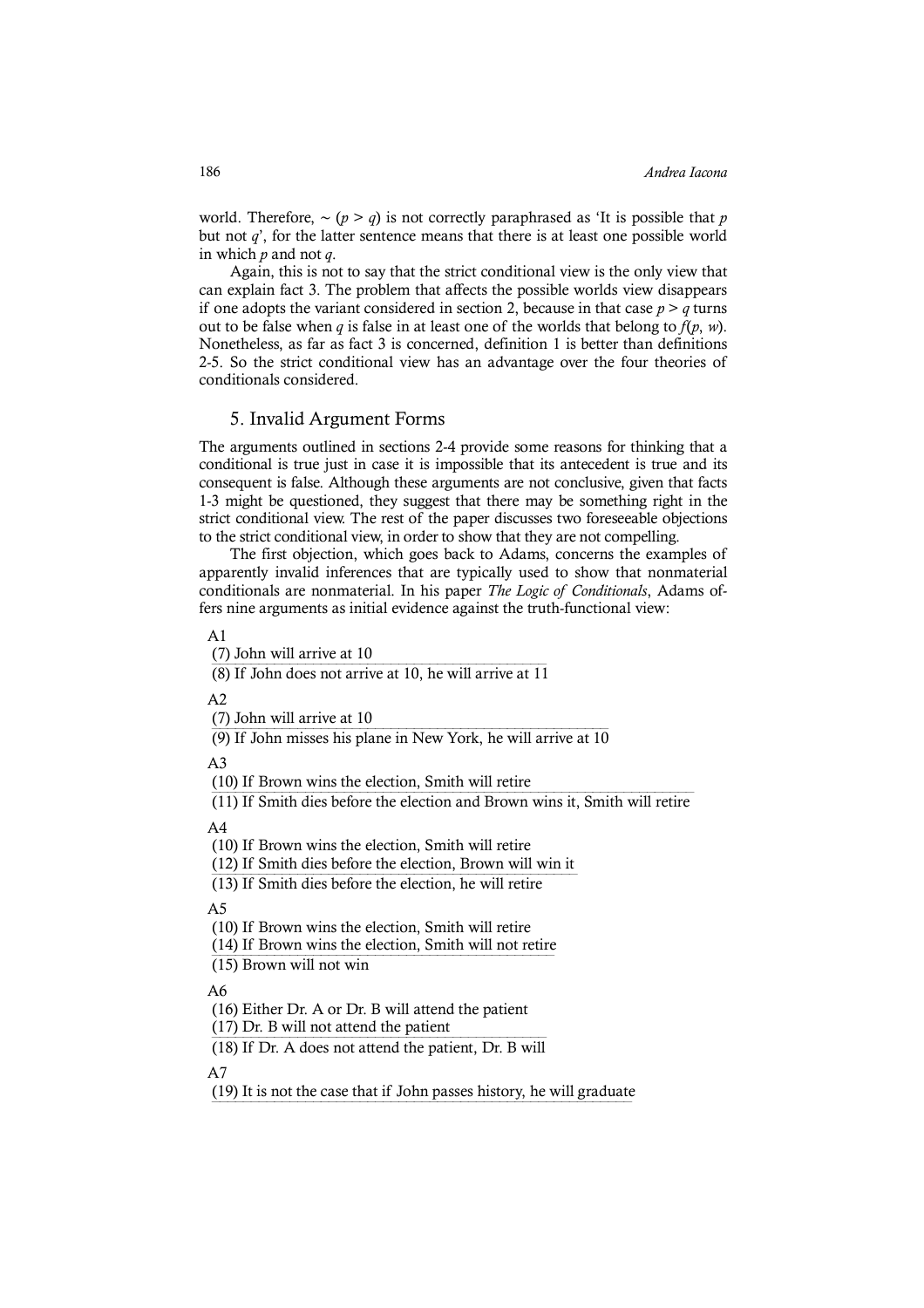world. Therefore, $\sim (p > q)$ is not correctly paraphrased as 'It is possible that $p$ but not $q$', for the latter sentence means that there is at least one possible world in which $p$ and not $q$.

Again, this is not to say that the strict conditional view is the only view that can explain fact 3. The problem that affects the possible worlds view disappears if one adopts the variant considered in section 2, because in that case $p > q$ turns out to be false when $q$ is false in at least one of the worlds that belong to $f(p, w)$. Nonetheless, as far as fact 3 is concerned, definition 1 is better than definitions 2-5. So the strict conditional view has an advantage over the four theories of conditionals considered.

## 5. Invalid Argument Forms

The arguments outlined in sections 2-4 provide some reasons for thinking that a conditional is true just in case it is impossible that its antecedent is true and its consequent is false. Although these arguments are not conclusive, given that facts 1-3 might be questioned, they suggest that there may be something right in the strict conditional view. The rest of the paper discusses two foreseeable objections to the strict conditional view, in order to show that they are not compelling.

The first objection, which goes back to Adams, concerns the examples of apparently invalid inferences that are typically used to show that nonmaterial conditionals are nonmaterial. In his paper *The Logic of Conditionals*, Adams offers nine arguments as initial evidence against the truth-functional view:

A1

(7) John will arrive at 10
___
(8) If John does not arrive at 10, he will arrive at 11

A2

(7) John will arrive at 10
___
(9) If John misses his plane in New York, he will arrive at 10

A3

(10) If Brown wins the election, Smith will retire
___
(11) If Smith dies before the election and Brown wins it, Smith will retire

A4

(10) If Brown wins the election, Smith will retire
(12) If Smith dies before the election, Brown will win it
___
(13) If Smith dies before the election, he will retire

A5

(10) If Brown wins the election, Smith will retire
(14) If Brown wins the election, Smith will not retire
___
(15) Brown will not win

A6

(16) Either Dr. A or Dr. B will attend the patient
(17) Dr. B will not attend the patient
___
(18) If Dr. A does not attend the patient, Dr. B will

A7

(19) It is not the case that if John passes history, he will graduate
___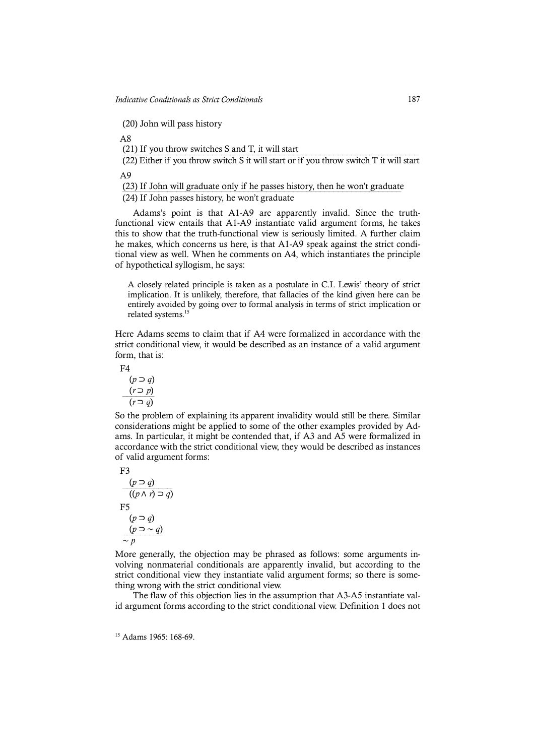(20) John will pass history

A8

(21) If you throw switches S and T, it will start

(22) Either if you throw switch S it will start or if you throw switch T it will start

A9

(23) If John will graduate only if he passes history, then he won't graduate

(24) If John passes history, he won't graduate

Adams's point is that A1-A9 are apparently invalid. Since the truth-functional view entails that A1-A9 instantiate valid argument forms, he takes this to show that the truth-functional view is seriously limited. A further claim he makes, which concerns us here, is that A1-A9 speak against the strict conditional view as well. When he comments on A4, which instantiates the principle of hypothetical syllogism, he says:

> A closely related principle is taken as a postulate in C.I. Lewis' theory of strict implication. It is unlikely, therefore, that fallacies of the kind given here can be entirely avoided by going over to formal analysis in terms of strict implication or related systems.[15]

Here Adams seems to claim that if A4 were formalized in accordance with the strict conditional view, it would be described as an instance of a valid argument form, that is:

F4

$(p \supset q)$

$(r \supset p)$

$(r \supset q)$

So the problem of explaining its apparent invalidity would still be there. Similar considerations might be applied to some of the other examples provided by Adams. In particular, it might be contended that, if A3 and A5 were formalized in accordance with the strict conditional view, they would be described as instances of valid argument forms:

F3

$(p \supset q)$

$((p \wedge r) \supset q)$

F5

$(p \supset q)$

$(p \supset \sim q)$

$\sim p$

More generally, the objection may be phrased as follows: some arguments involving nonmaterial conditionals are apparently invalid, but according to the strict conditional view they instantiate valid argument forms; so there is something wrong with the strict conditional view.

The flaw of this objection lies in the assumption that A3-A5 instantiate valid argument forms according to the strict conditional view. Definition 1 does not

[15] Adams 1965: 168-69.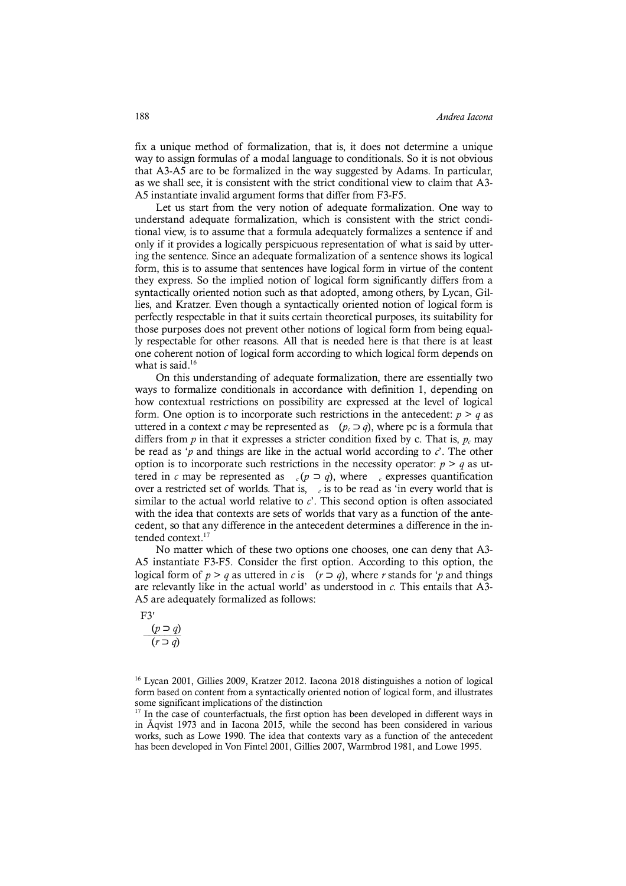fix a unique method of formalization, that is, it does not determine a unique way to assign formulas of a modal language to conditionals. So it is not obvious that A3-A5 are to be formalized in the way suggested by Adams. In particular, as we shall see, it is consistent with the strict conditional view to claim that A3-A5 instantiate invalid argument forms that differ from F3-F5.

Let us start from the very notion of adequate formalization. One way to understand adequate formalization, which is consistent with the strict conditional view, is to assume that a formula adequately formalizes a sentence if and only if it provides a logically perspicuous representation of what is said by uttering the sentence. Since an adequate formalization of a sentence shows its logical form, this is to assume that sentences have logical form in virtue of the content they express. So the implied notion of logical form significantly differs from a syntactically oriented notion such as that adopted, among others, by Lycan, Gillies, and Kratzer. Even though a syntactically oriented notion of logical form is perfectly respectable in that it suits certain theoretical purposes, its suitability for those purposes does not prevent other notions of logical form from being equally respectable for other reasons. All that is needed here is that there is at least one coherent notion of logical form according to which logical form depends on what is said.[16]

On this understanding of adequate formalization, there are essentially two ways to formalize conditionals in accordance with definition 1, depending on how contextual restrictions on possibility are expressed at the level of logical form. One option is to incorporate such restrictions in the antecedent: $p > q$ as uttered in a context $c$ may be represented as $(p_c \supset q)$, where pc is a formula that differs from $p$ in that it expresses a stricter condition fixed by c. That is, $p_c$ may be read as '$p$ and things are like in the actual world according to $c$'. The other option is to incorporate such restrictions in the necessity operator: $p > q$ as uttered in $c$ may be represented as $_c(p \supset q)$, where $_c$ expresses quantification over a restricted set of worlds. That is, $_c$ is to be read as 'in every world that is similar to the actual world relative to $c$'. This second option is often associated with the idea that contexts are sets of worlds that vary as a function of the antecedent, so that any difference in the antecedent determines a difference in the intended context.[17]

No matter which of these two options one chooses, one can deny that A3-A5 instantiate F3-F5. Consider the first option. According to this option, the logical form of $p > q$ as uttered in $c$ is $(r \supset q)$, where $r$ stands for '$p$ and things are relevantly like in the actual world' as understood in $c$. This entails that A3-A5 are adequately formalized as follows:

F3′

$$\frac{(p \supset q)}{(r \supset q)}$$

[16] Lycan 2001, Gillies 2009, Kratzer 2012. Iacona 2018 distinguishes a notion of logical form based on content from a syntactically oriented notion of logical form, and illustrates some significant implications of the distinction

[17] In the case of counterfactuals, the first option has been developed in different ways in in Åqvist 1973 and in Iacona 2015, while the second has been considered in various works, such as Lowe 1990. The idea that contexts vary as a function of the antecedent has been developed in Von Fintel 2001, Gillies 2007, Warmbrod 1981, and Lowe 1995.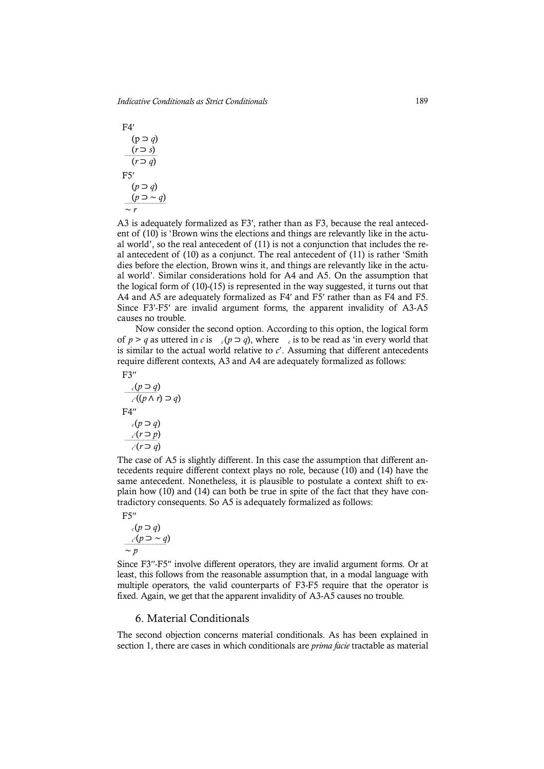F4′

$$
\begin{array}{l}
(p \supset q) \\
(r \supset s) \\
\hline
(r \supset q)
\end{array}
$$

F5′

$$
\begin{array}{l}
(p \supset q) \\
(p \supset \sim q) \\
\hline
\sim r
\end{array}
$$

A3 is adequately formalized as F3′, rather than as F3, because the real antecedent of (10) is 'Brown wins the elections and things are relevantly like in the actual world', so the real antecedent of (11) is not a conjunction that includes the real antecedent of (10) as a conjunct. The real antecedent of (11) is rather 'Smith dies before the election, Brown wins it, and things are relevantly like in the actual world'. Similar considerations hold for A4 and A5. On the assumption that the logical form of (10)-(15) is represented in the way suggested, it turns out that A4 and A5 are adequately formalized as F4′ and F5′ rather than as F4 and F5. Since F3′-F5′ are invalid argument forms, the apparent invalidity of A3-A5 causes no trouble.

Now consider the second option. According to this option, the logical form of $p > q$ as uttered in $c$ is ${}_c(p \supset q)$, where ${}_c$ is to be read as 'in every world that is similar to the actual world relative to $c$'. Assuming that different antecedents require different contexts, A3 and A4 are adequately formalized as follows:

F3″

$$
\begin{array}{l}
{}_c(p \supset q) \\
\hline
{}_{c'}((p \wedge r) \supset q)
\end{array}
$$

F4″

$$
\begin{array}{l}
{}_c(p \supset q) \\
{}_{c'}(r \supset p) \\
\hline
{}_{c'}(r \supset q)
\end{array}
$$

The case of A5 is slightly different. In this case the assumption that different antecedents require different context plays no role, because (10) and (14) have the same antecedent. Nonetheless, it is plausible to postulate a context shift to explain how (10) and (14) can both be true in spite of the fact that they have contradictory consequents. So A5 is adequately formalized as follows:

F5″

$$
\begin{array}{l}
{}_c(p \supset q) \\
{}_{c'}(p \supset \sim q) \\
\hline
\sim p
\end{array}
$$

Since F3″-F5″ involve different operators, they are invalid argument forms. Or at least, this follows from the reasonable assumption that, in a modal language with multiple operators, the valid counterparts of F3-F5 require that the operator is fixed. Again, we get that the apparent invalidity of A3-A5 causes no trouble.

## 6. Material Conditionals

The second objection concerns material conditionals. As has been explained in section 1, there are cases in which conditionals are *prima facie* tractable as material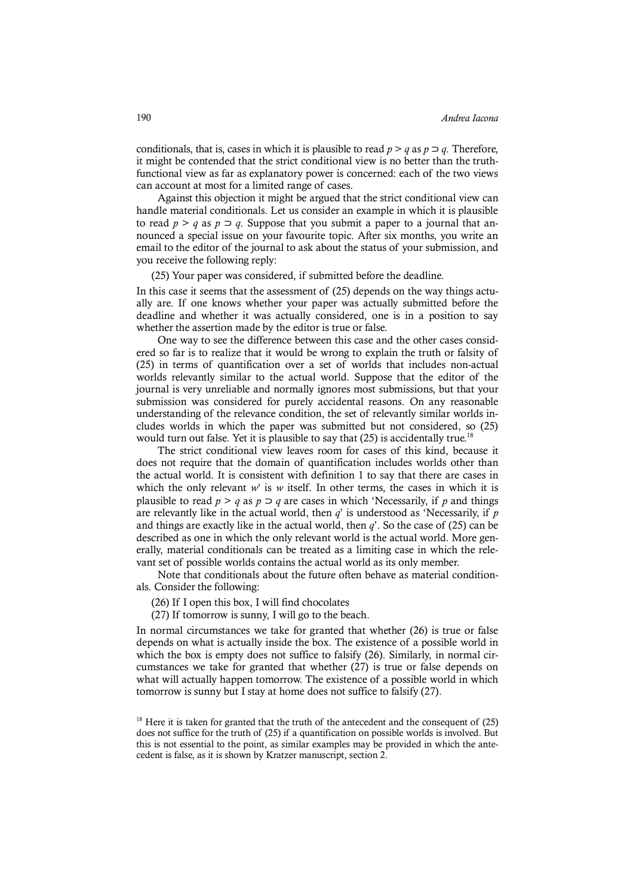conditionals, that is, cases in which it is plausible to read $p > q$ as $p \supset q$. Therefore, it might be contended that the strict conditional view is no better than the truth-functional view as far as explanatory power is concerned: each of the two views can account at most for a limited range of cases.

Against this objection it might be argued that the strict conditional view can handle material conditionals. Let us consider an example in which it is plausible to read $p > q$ as $p \supset q$. Suppose that you submit a paper to a journal that announced a special issue on your favourite topic. After six months, you write an email to the editor of the journal to ask about the status of your submission, and you receive the following reply:

(25) Your paper was considered, if submitted before the deadline.

In this case it seems that the assessment of (25) depends on the way things actually are. If one knows whether your paper was actually submitted before the deadline and whether it was actually considered, one is in a position to say whether the assertion made by the editor is true or false.

One way to see the difference between this case and the other cases considered so far is to realize that it would be wrong to explain the truth or falsity of (25) in terms of quantification over a set of worlds that includes non-actual worlds relevantly similar to the actual world. Suppose that the editor of the journal is very unreliable and normally ignores most submissions, but that your submission was considered for purely accidental reasons. On any reasonable understanding of the relevance condition, the set of relevantly similar worlds includes worlds in which the paper was submitted but not considered, so (25) would turn out false. Yet it is plausible to say that (25) is accidentally true.[18]

The strict conditional view leaves room for cases of this kind, because it does not require that the domain of quantification includes worlds other than the actual world. It is consistent with definition 1 to say that there are cases in which the only relevant $w'$ is $w$ itself. In other terms, the cases in which it is plausible to read $p > q$ as $p \supset q$ are cases in which 'Necessarily, if $p$ and things are relevantly like in the actual world, then $q$' is understood as 'Necessarily, if $p$ and things are exactly like in the actual world, then $q$'. So the case of (25) can be described as one in which the only relevant world is the actual world. More generally, material conditionals can be treated as a limiting case in which the relevant set of possible worlds contains the actual world as its only member.

Note that conditionals about the future often behave as material conditionals. Consider the following:

(26) If I open this box, I will find chocolates

(27) If tomorrow is sunny, I will go to the beach.

In normal circumstances we take for granted that whether (26) is true or false depends on what is actually inside the box. The existence of a possible world in which the box is empty does not suffice to falsify (26). Similarly, in normal circumstances we take for granted that whether (27) is true or false depends on what will actually happen tomorrow. The existence of a possible world in which tomorrow is sunny but I stay at home does not suffice to falsify (27).

[18] Here it is taken for granted that the truth of the antecedent and the consequent of (25) does not suffice for the truth of (25) if a quantification on possible worlds is involved. But this is not essential to the point, as similar examples may be provided in which the antecedent is false, as it is shown by Kratzer manuscript, section 2.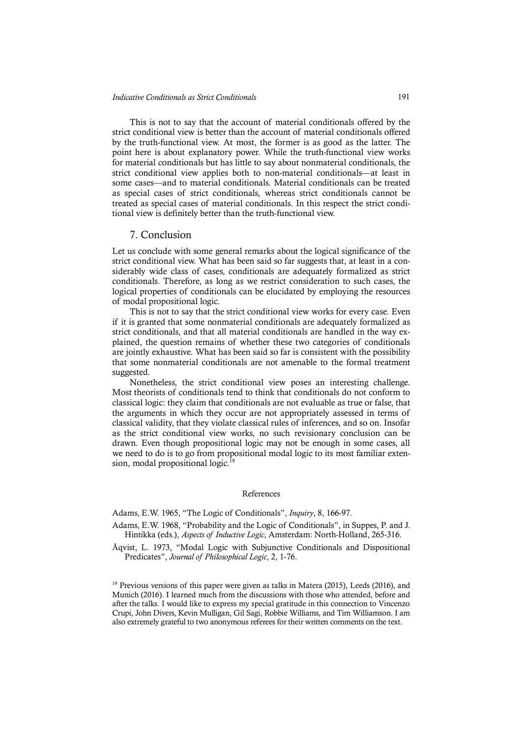This is not to say that the account of material conditionals offered by the strict conditional view is better than the account of material conditionals offered by the truth-functional view. At most, the former is as good as the latter. The point here is about explanatory power. While the truth-functional view works for material conditionals but has little to say about nonmaterial conditionals, the strict conditional view applies both to non-material conditionals—at least in some cases—and to material conditionals. Material conditionals can be treated as special cases of strict conditionals, whereas strict conditionals cannot be treated as special cases of material conditionals. In this respect the strict conditional view is definitely better than the truth-functional view.

## 7. Conclusion

Let us conclude with some general remarks about the logical significance of the strict conditional view. What has been said so far suggests that, at least in a considerably wide class of cases, conditionals are adequately formalized as strict conditionals. Therefore, as long as we restrict consideration to such cases, the logical properties of conditionals can be elucidated by employing the resources of modal propositional logic.

This is not to say that the strict conditional view works for every case. Even if it is granted that some nonmaterial conditionals are adequately formalized as strict conditionals, and that all material conditionals are handled in the way explained, the question remains of whether these two categories of conditionals are jointly exhaustive. What has been said so far is consistent with the possibility that some nonmaterial conditionals are not amenable to the formal treatment suggested.

Nonetheless, the strict conditional view poses an interesting challenge. Most theorists of conditionals tend to think that conditionals do not conform to classical logic: they claim that conditionals are not evaluable as true or false, that the arguments in which they occur are not appropriately assessed in terms of classical validity, that they violate classical rules of inferences, and so on. Insofar as the strict conditional view works, no such revisionary conclusion can be drawn. Even though propositional logic may not be enough in some cases, all we need to do is to go from propositional modal logic to its most familiar extension, modal propositional logic.[19]

### References

Adams, E.W. 1965, "The Logic of Conditionals", *Inquiry*, 8, 166-97.

Adams, E.W. 1968, "Probability and the Logic of Conditionals", in Suppes, P. and J. Hintikka (eds.), *Aspects of Inductive Logic*, Amsterdam: North-Holland, 265-316.

Åqvist, L. 1973, "Modal Logic with Subjunctive Conditionals and Dispositional Predicates", *Journal of Philosophical Logic*, 2, 1-76.

[19] Previous versions of this paper were given as talks in Matera (2015), Leeds (2016), and Munich (2016). I learned much from the discussions with those who attended, before and after the talks. I would like to express my special gratitude in this connection to Vincenzo Crupi, John Divers, Kevin Mulligan, Gil Sagi, Robbie Williams, and Tim Williamson. I am also extremely grateful to two anonymous referees for their written comments on the text.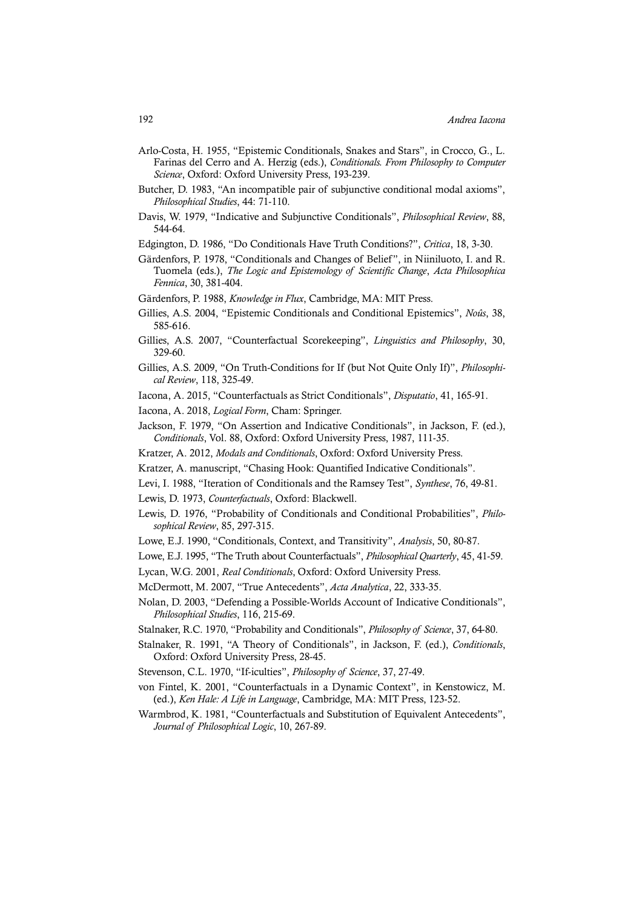Arlo-Costa, H. 1955, "Epistemic Conditionals, Snakes and Stars", in Crocco, G., L. Farinas del Cerro and A. Herzig (eds.), *Conditionals. From Philosophy to Computer Science*, Oxford: Oxford University Press, 193-239.

Butcher, D. 1983, "An incompatible pair of subjunctive conditional modal axioms", *Philosophical Studies*, 44: 71-110.

Davis, W. 1979, "Indicative and Subjunctive Conditionals", *Philosophical Review*, 88, 544-64.

Edgington, D. 1986, "Do Conditionals Have Truth Conditions?", *Critica*, 18, 3-30.

Gärdenfors, P. 1978, "Conditionals and Changes of Belief", in Niiniluoto, I. and R. Tuomela (eds.), *The Logic and Epistemology of Scientific Change*, *Acta Philosophica Fennica*, 30, 381-404.

Gärdenfors, P. 1988, *Knowledge in Flux*, Cambridge, MA: MIT Press.

Gillies, A.S. 2004, "Epistemic Conditionals and Conditional Epistemics", *Noûs*, 38, 585-616.

Gillies, A.S. 2007, "Counterfactual Scorekeeping", *Linguistics and Philosophy*, 30, 329-60.

Gillies, A.S. 2009, "On Truth-Conditions for If (but Not Quite Only If)", *Philosophical Review*, 118, 325-49.

Iacona, A. 2015, "Counterfactuals as Strict Conditionals", *Disputatio*, 41, 165-91.

Iacona, A. 2018, *Logical Form*, Cham: Springer.

Jackson, F. 1979, "On Assertion and Indicative Conditionals", in Jackson, F. (ed.), *Conditionals*, Vol. 88, Oxford: Oxford University Press, 1987, 111-35.

Kratzer, A. 2012, *Modals and Conditionals*, Oxford: Oxford University Press.

Kratzer, A. manuscript, "Chasing Hook: Quantified Indicative Conditionals".

Levi, I. 1988, "Iteration of Conditionals and the Ramsey Test", *Synthese*, 76, 49-81.

Lewis, D. 1973, *Counterfactuals*, Oxford: Blackwell.

Lewis, D. 1976, "Probability of Conditionals and Conditional Probabilities", *Philosophical Review*, 85, 297-315.

Lowe, E.J. 1990, "Conditionals, Context, and Transitivity", *Analysis*, 50, 80-87.

Lowe, E.J. 1995, "The Truth about Counterfactuals", *Philosophical Quarterly*, 45, 41-59.

Lycan, W.G. 2001, *Real Conditionals*, Oxford: Oxford University Press.

McDermott, M. 2007, "True Antecedents", *Acta Analytica*, 22, 333-35.

Nolan, D. 2003, "Defending a Possible-Worlds Account of Indicative Conditionals", *Philosophical Studies*, 116, 215-69.

Stalnaker, R.C. 1970, "Probability and Conditionals", *Philosophy of Science*, 37, 64-80.

Stalnaker, R. 1991, "A Theory of Conditionals", in Jackson, F. (ed.), *Conditionals*, Oxford: Oxford University Press, 28-45.

Stevenson, C.L. 1970, "If-iculties", *Philosophy of Science*, 37, 27-49.

von Fintel, K. 2001, "Counterfactuals in a Dynamic Context", in Kenstowicz, M. (ed.), *Ken Hale: A Life in Language*, Cambridge, MA: MIT Press, 123-52.

Warmbrod, K. 1981, "Counterfactuals and Substitution of Equivalent Antecedents", *Journal of Philosophical Logic*, 10, 267-89.